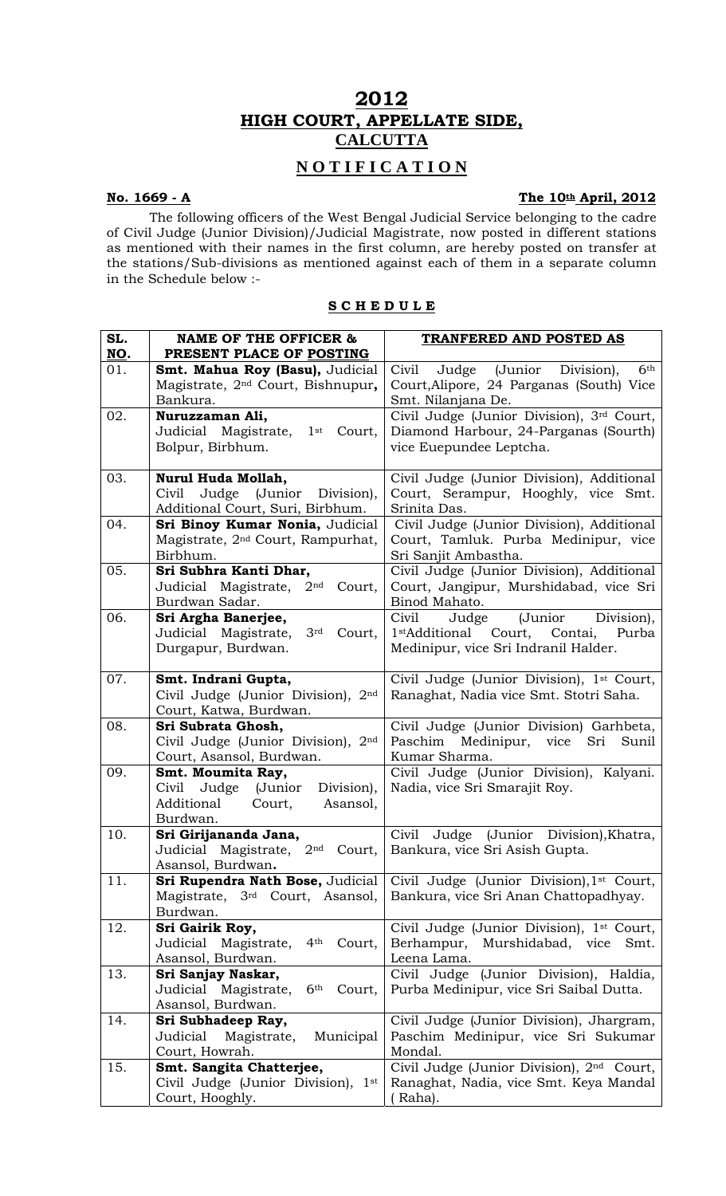# 2012

# HIGH COURT, APPELLATE SIDE, CALCUTTA

## N O T I F I C A T I O N

**No. 1669 - A** **The 10th April, 2012**

The following officers of the West Bengal Judicial Service belonging to the cadre of Civil Judge (Junior Division)/Judicial Magistrate, now posted in different stations as mentioned with their names in the first column, are hereby posted on transfer at the stations/Sub-divisions as mentioned against each of them in a separate column in the Schedule below :-

**S C H E D U L E**

| SL. NO. | NAME OF THE OFFICER & PRESENT PLACE OF POSTING | TRANFERED AND POSTED AS |
|---|---|---|
| 01. | **Smt. Mahua Roy (Basu),** Judicial Magistrate, 2nd Court, Bishnupur, Bankura. | Civil Judge (Junior Division), 6th Court,Alipore, 24 Parganas (South) Vice Smt. Nilanjana De. |
| 02. | **Nuruzzaman Ali,** Judicial Magistrate, 1st Court, Bolpur, Birbhum. | Civil Judge (Junior Division), 3rd Court, Diamond Harbour, 24-Parganas (Sourth) vice Euepundee Leptcha. |
| 03. | **Nurul Huda Mollah,** Civil Judge (Junior Division), Additional Court, Suri, Birbhum. | Civil Judge (Junior Division), Additional Court, Serampur, Hooghly, vice Smt. Srinita Das. |
| 04. | **Sri Binoy Kumar Nonia,** Judicial Magistrate, 2nd Court, Rampurhat, Birbhum. | Civil Judge (Junior Division), Additional Court, Tamluk. Purba Medinipur, vice Sri Sanjit Ambastha. |
| 05. | **Sri Subhra Kanti Dhar,** Judicial Magistrate, 2nd Court, Burdwan Sadar. | Civil Judge (Junior Division), Additional Court, Jangipur, Murshidabad, vice Sri Binod Mahato. |
| 06. | **Sri Argha Banerjee,** Judicial Magistrate, 3rd Court, Durgapur, Burdwan. | Civil Judge (Junior Division), 1stAdditional Court, Contai, Purba Medinipur, vice Sri Indranil Halder. |
| 07. | **Smt. Indrani Gupta,** Civil Judge (Junior Division), 2nd Court, Katwa, Burdwan. | Civil Judge (Junior Division), 1st Court, Ranaghat, Nadia vice Smt. Stotri Saha. |
| 08. | **Sri Subrata Ghosh,** Civil Judge (Junior Division), 2nd Court, Asansol, Burdwan. | Civil Judge (Junior Division) Garhbeta, Paschim Medinipur, vice Sri Sunil Kumar Sharma. |
| 09. | **Smt. Moumita Ray,** Civil Judge (Junior Division), Additional Court, Asansol, Burdwan. | Civil Judge (Junior Division), Kalyani. Nadia, vice Sri Smarajit Roy. |
| 10. | **Sri Girijananda Jana,** Judicial Magistrate, 2nd Court, Asansol, Burdwan**.** | Civil Judge (Junior Division),Khatra, Bankura, vice Sri Asish Gupta. |
| 11. | **Sri Rupendra Nath Bose,** Judicial Magistrate, 3rd Court, Asansol, Burdwan. | Civil Judge (Junior Division),1st Court, Bankura, vice Sri Anan Chattopadhyay. |
| 12. | **Sri Gairik Roy,** Judicial Magistrate, 4th Court, Asansol, Burdwan. | Civil Judge (Junior Division), 1st Court, Berhampur, Murshidabad, vice Smt. Leena Lama. |
| 13. | **Sri Sanjay Naskar,** Judicial Magistrate, 6th Court, Asansol, Burdwan. | Civil Judge (Junior Division), Haldia, Purba Medinipur, vice Sri Saibal Dutta. |
| 14. | **Sri Subhadeep Ray,** Judicial Magistrate, Municipal Court, Howrah. | Civil Judge (Junior Division), Jhargram, Paschim Medinipur, vice Sri Sukumar Mondal. |
| 15. | **Smt. Sangita Chatterjee,** Civil Judge (Junior Division), 1st Court, Hooghly. | Civil Judge (Junior Division), 2nd Court, Ranaghat, Nadia, vice Smt. Keya Mandal ( Raha). |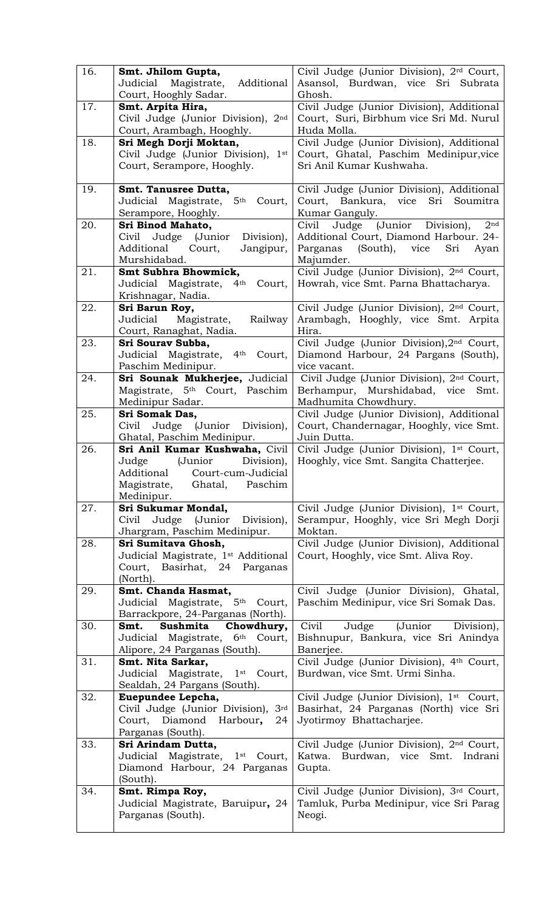| | | |
|---|---|---|
| 16. | **Smt. Jhilom Gupta,** Judicial Magistrate, Additional Court, Hooghly Sadar. | Civil Judge (Junior Division), 2rd Court, Asansol, Burdwan, vice Sri Subrata Ghosh. |
| 17. | **Smt. Arpita Hira,** Civil Judge (Junior Division), 2nd Court, Arambagh, Hooghly. | Civil Judge (Junior Division), Additional Court, Suri, Birbhum vice Sri Md. Nurul Huda Molla. |
| 18. | **Sri Megh Dorji Moktan,** Civil Judge (Junior Division), 1st Court, Serampore, Hooghly. | Civil Judge (Junior Division), Additional Court, Ghatal, Paschim Medinipur,vice Sri Anil Kumar Kushwaha. |
| 19. | **Smt. Tanusree Dutta,** Judicial Magistrate, 5th Court, Serampore, Hooghly. | Civil Judge (Junior Division), Additional Court, Bankura, vice Sri Soumitra Kumar Ganguly. |
| 20. | **Sri Binod Mahato,** Civil Judge (Junior Division), Additional Court, Jangipur, Murshidabad. | Civil Judge (Junior Division), 2nd Additional Court, Diamond Harbour. 24-Parganas (South), vice Sri Ayan Majumder. |
| 21. | **Smt Subhra Bhowmick,** Judicial Magistrate, 4th Court, Krishnagar, Nadia. | Civil Judge (Junior Division), 2nd Court, Howrah, vice Smt. Parna Bhattacharya. |
| 22. | **Sri Barun Roy,** Judicial Magistrate, Railway Court, Ranaghat, Nadia. | Civil Judge (Junior Division), 2nd Court, Arambagh, Hooghly, vice Smt. Arpita Hira. |
| 23. | **Sri Sourav Subba,** Judicial Magistrate, 4th Court, Paschim Medinipur. | Civil Judge (Junior Division),2nd Court, Diamond Harbour, 24 Pargans (South), vice vacant. |
| 24. | **Sri Sounak Mukherjee,** Judicial Magistrate, 5th Court, Paschim Medinipur Sadar. | Civil Judge (Junior Division), 2nd Court, Berhampur, Murshidabad, vice Smt. Madhumita Chowdhury. |
| 25. | **Sri Somak Das,** Civil Judge (Junior Division), Ghatal, Paschim Medinipur. | Civil Judge (Junior Division), Additional Court, Chandernagar, Hooghly, vice Smt. Juin Dutta. |
| 26. | **Sri Anil Kumar Kushwaha,** Civil Judge (Junior Division), Additional Court-cum-Judicial Magistrate, Ghatal, Paschim Medinipur. | Civil Judge (Junior Division), 1st Court, Hooghly, vice Smt. Sangita Chatterjee. |
| 27. | **Sri Sukumar Mondal,** Civil Judge (Junior Division), Jhargram, Paschim Medinipur. | Civil Judge (Junior Division), 1st Court, Serampur, Hooghly, vice Sri Megh Dorji Moktan. |
| 28. | **Sri Sumitava Ghosh,** Judicial Magistrate, 1st Additional Court, Basirhat, 24 Parganas (North). | Civil Judge (Junior Division), Additional Court, Hooghly, vice Smt. Aliva Roy. |
| 29. | **Smt. Chanda Hasmat,** Judicial Magistrate, 5th Court, Barrackpore, 24-Parganas (North). | Civil Judge (Junior Division), Ghatal, Paschim Medinipur, vice Sri Somak Das. |
| 30. | **Smt. Sushmita Chowdhury,** Judicial Magistrate, 6th Court, Alipore, 24 Parganas (South). | Civil Judge (Junior Division), Bishnupur, Bankura, vice Sri Anindya Banerjee. |
| 31. | **Smt. Nita Sarkar,** Judicial Magistrate, 1st Court, Sealdah, 24 Pargans (South). | Civil Judge (Junior Division), 4th Court, Burdwan, vice Smt. Urmi Sinha. |
| 32. | **Euepundee Lepcha,** Civil Judge (Junior Division), 3rd Court, Diamond Harbour**,** 24 Parganas (South). | Civil Judge (Junior Division), 1st Court, Basirhat, 24 Parganas (North) vice Sri Jyotirmoy Bhattacharjee. |
| 33. | **Sri Arindam Dutta,** Judicial Magistrate, 1st Court, Diamond Harbour, 24 Parganas (South). | Civil Judge (Junior Division), 2nd Court, Katwa. Burdwan, vice Smt. Indrani Gupta. |
| 34. | **Smt. Rimpa Roy,** Judicial Magistrate, Baruipur**,** 24 Parganas (South). | Civil Judge (Junior Division), 3rd Court, Tamluk, Purba Medinipur, vice Sri Parag Neogi. |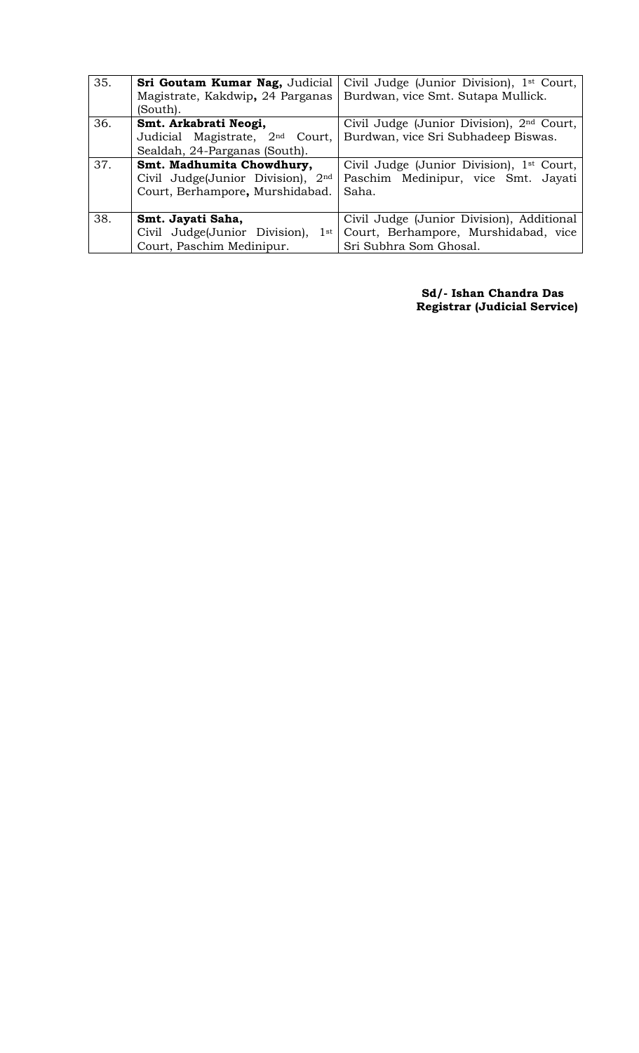| | | |
|---|---|---|
| 35. | **Sri Goutam Kumar Nag,** Judicial Magistrate, Kakdwip**,** 24 Parganas (South). | Civil Judge (Junior Division), 1st Court, Burdwan, vice Smt. Sutapa Mullick. |
| 36. | **Smt. Arkabrati Neogi,** Judicial Magistrate, 2nd Court, Sealdah, 24-Parganas (South). | Civil Judge (Junior Division), 2nd Court, Burdwan, vice Sri Subhadeep Biswas. |
| 37. | **Smt. Madhumita Chowdhury,** Civil Judge(Junior Division), 2nd Court, Berhampore**,** Murshidabad. | Civil Judge (Junior Division), 1st Court, Paschim Medinipur, vice Smt. Jayati Saha. |
| 38. | **Smt. Jayati Saha,** Civil Judge(Junior Division), 1st Court, Paschim Medinipur. | Civil Judge (Junior Division), Additional Court, Berhampore, Murshidabad, vice Sri Subhra Som Ghosal. |

**Sd/- Ishan Chandra Das**
**Registrar (Judicial Service)**